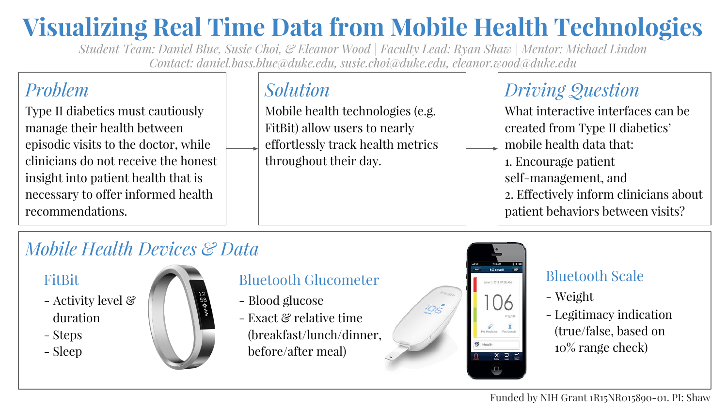# Visualizing Real Time Data from Mobile Health Technologies

*Student Team: Daniel Blue, Susie Choi, & Eleanor Wood | Faculty Lead: Ryan Shaw | Mentor: Michael Lindon*
*Contact: daniel.bass.blue@duke.edu, susie.choi@duke.edu, eleanor.wood@duke.edu*

## *Problem*

Type II diabetics must cautiously manage their health between episodic visits to the doctor, while clinicians do not receive the honest insight into patient health that is necessary to offer informed health recommendations.

## *Solution*

Mobile health technologies (e.g. FitBit) allow users to nearly effortlessly track health metrics throughout their day.

## *Driving Question*

What interactive interfaces can be created from Type II diabetics' mobile health data that:

1. Encourage patient self-management, and
2. Effectively inform clinicians about patient behaviors between visits?

## *Mobile Health Devices & Data*

### FitBit

- Activity level & duration
- Steps
- Sleep

### Bluetooth Glucometer

- Blood glucose
- Exact & relative time (breakfast/lunch/dinner, before/after meal)

### Bluetooth Scale

- Weight
- Legitimacy indication (true/false, based on 10% range check)

Funded by NIH Grant 1R15NR015890-01. PI: Shaw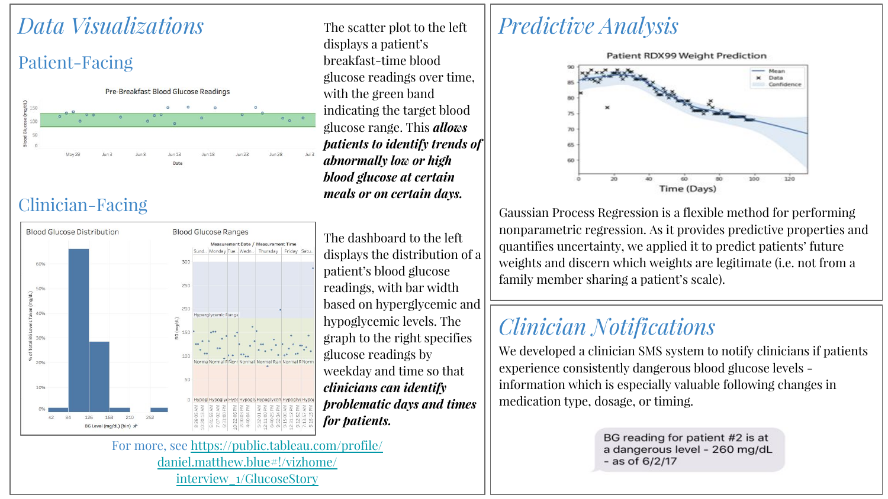# Data Visualizations

## Patient-Facing

The scatter plot to the left displays a patient's breakfast-time blood glucose readings over time, with the green band indicating the target blood glucose range. This ***allows patients to identify trends of abnormally low or high blood glucose at certain meals or on certain days.***

## Clinician-Facing

The dashboard to the left displays the distribution of a patient's blood glucose readings, with bar width based on hyperglycemic and hypoglycemic levels. The graph to the right specifies glucose readings by weekday and time so that ***clinicians can identify problematic days and times for patients.***

For more, see [https://public.tableau.com/profile/daniel.matthew.blue#!/vizhome/interview_1/GlucoseStory](https://public.tableau.com/profile/daniel.matthew.blue#!/vizhome/interview_1/GlucoseStory)

# Predictive Analysis

Gaussian Process Regression is a flexible method for performing nonparametric regression. As it provides predictive properties and quantifies uncertainty, we applied it to predict patients' future weights and discern which weights are legitimate (i.e. not from a family member sharing a patient's scale).

# Clinician Notifications

We developed a clinician SMS system to notify clinicians if patients experience consistently dangerous blood glucose levels – information which is especially valuable following changes in medication type, dosage, or timing.

BG reading for patient #2 is at a dangerous level - 260 mg/dL - as of 6/2/17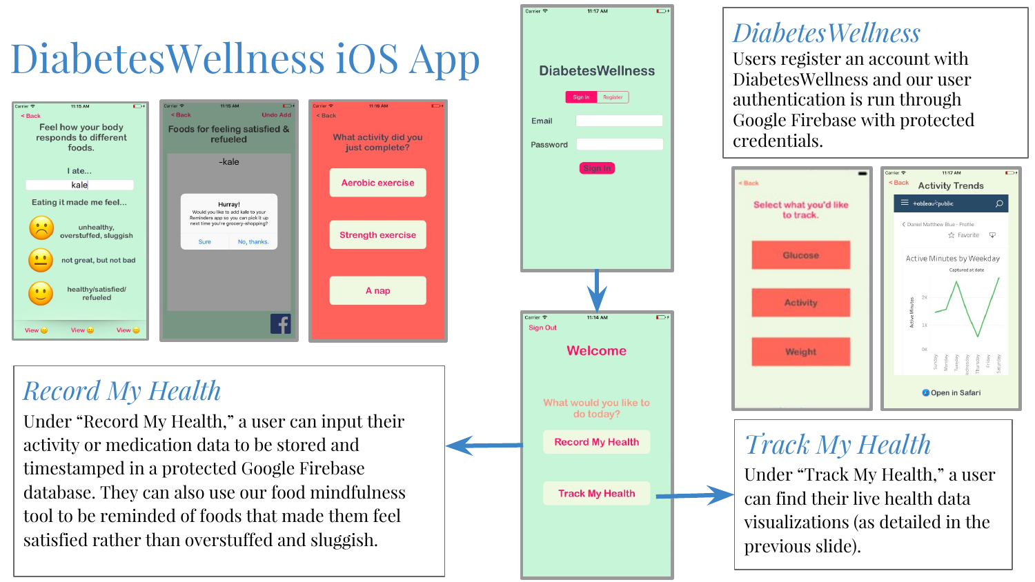# DiabetesWellness iOS App

## *DiabetesWellness*

Users register an account with DiabetesWellness and our user authentication is run through Google Firebase with protected credentials.

## *Record My Health*

Under "Record My Health," a user can input their activity or medication data to be stored and timestamped in a protected Google Firebase database. They can also use our food mindfulness tool to be reminded of foods that made them feel satisfied rather than overstuffed and sluggish.

## *Track My Health*

Under "Track My Health," a user can find their live health data visualizations (as detailed in the previous slide).